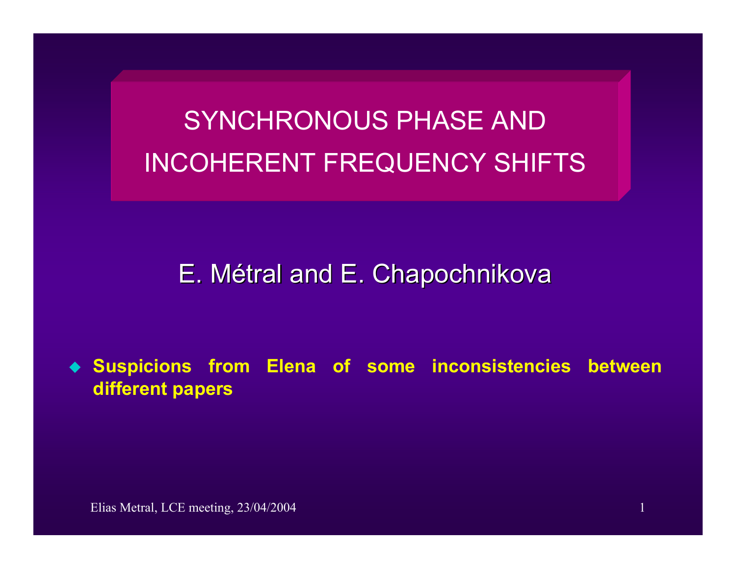# SYNCHRONOUS PHASE AND INCOHERENT FREQUENCY SHIFTS

E. Métral and E. Chapochnikova

- **Suspicions from Elena of some inconsistencies between different papers**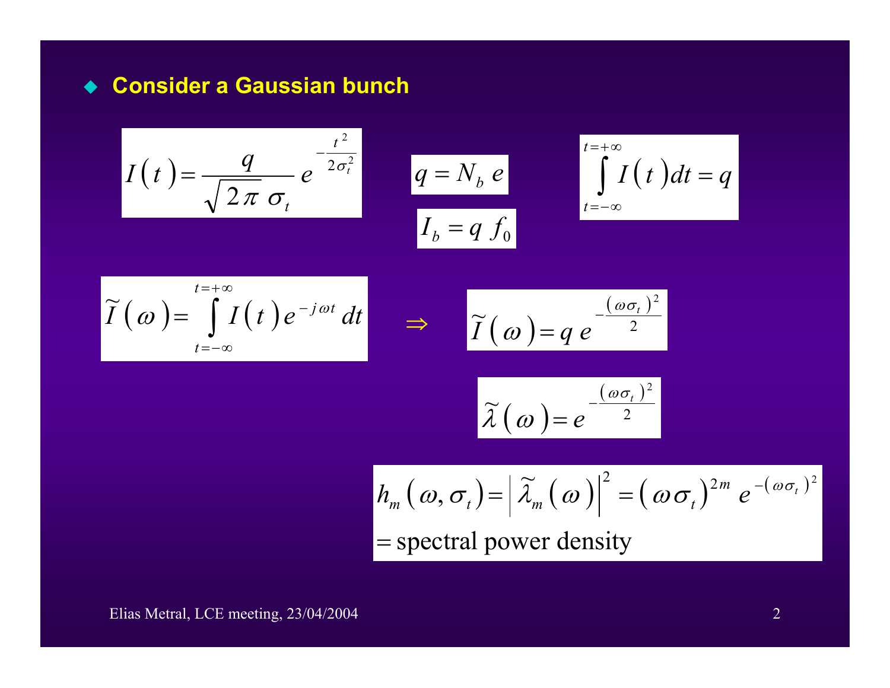- **Consider a Gaussian bunch**

$$I(t) = \frac{q}{\sqrt{2\pi}\,\sigma_t} e^{-\frac{t^2}{2\sigma_t^2}}$$

$$q = N_b \, e$$

$$I_b = q \, f_0$$

$$\int_{t=-\infty}^{t=+\infty} I(t) dt = q$$

$$\tilde{I}(\omega) = \int_{t=-\infty}^{t=+\infty} I(t) e^{-j\omega t} dt \quad \Rightarrow \quad \tilde{I}(\omega) = q \, e^{-\frac{(\omega\sigma_t)^2}{2}}$$

$$\tilde{\lambda}(\omega) = e^{-\frac{(\omega\sigma_t)^2}{2}}$$

$$h_m(\omega, \sigma_t) = \left| \tilde{\lambda}_m(\omega) \right|^2 = (\omega\sigma_t)^{2m} \, e^{-(\omega\sigma_t)^2}$$

$$= \text{spectral power density}$$

Elias Metral, LCE meeting, 23/04/2004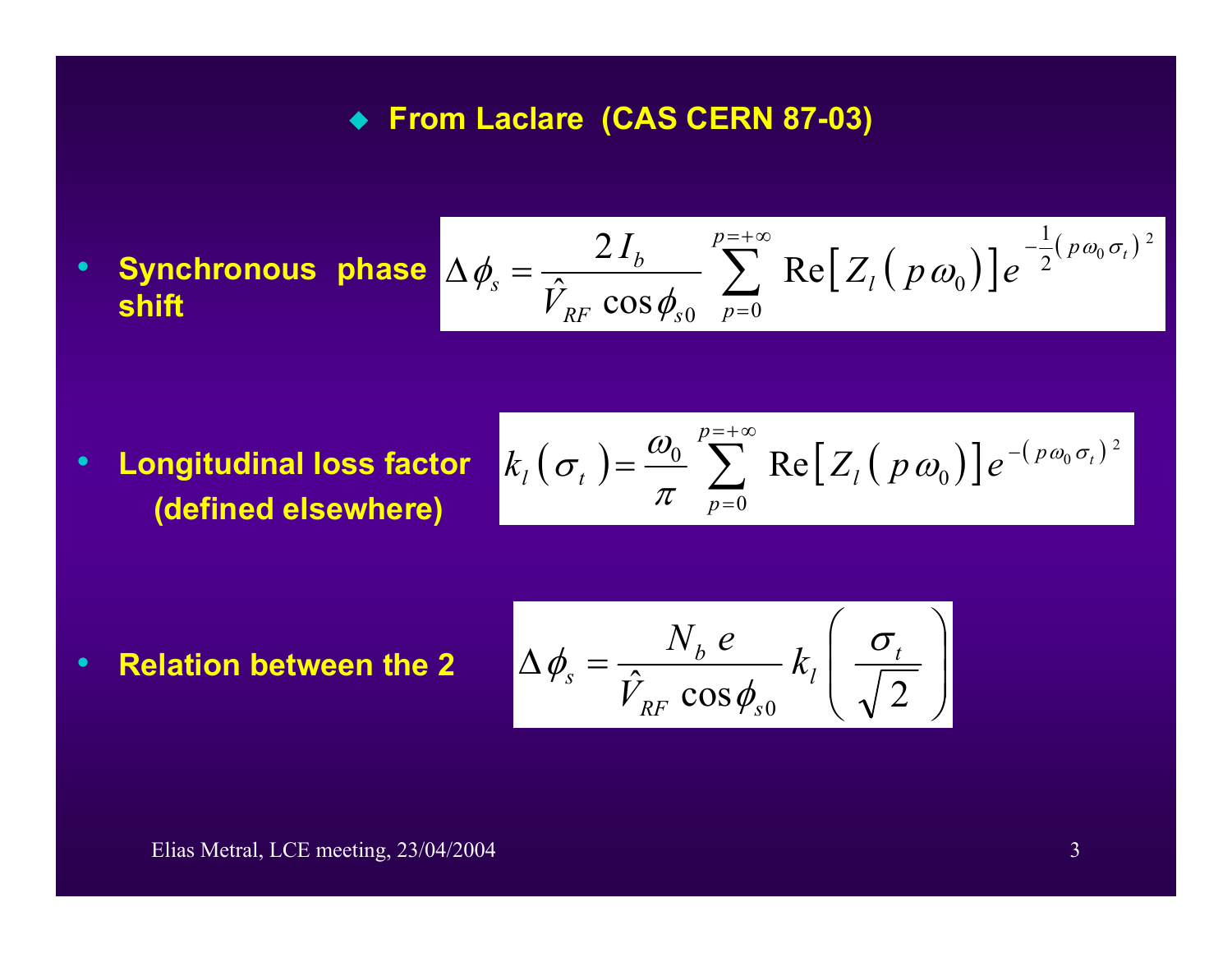## From Laclare (CAS CERN 87-03)

- **Synchronous phase shift**

$$\Delta \phi_s = \frac{2 I_b}{\hat{V}_{RF} \cos \phi_{s0}} \sum_{p=0}^{p=+\infty} \mathrm{Re}\left[ Z_l \left( p \omega_0 \right) \right] e^{-\frac{1}{2}\left( p \omega_0 \sigma_t \right)^2}$$

- **Longitudinal loss factor (defined elsewhere)**

$$k_l \left( \sigma_t \right) = \frac{\omega_0}{\pi} \sum_{p=0}^{p=+\infty} \mathrm{Re}\left[ Z_l \left( p \omega_0 \right) \right] e^{-\left( p \omega_0 \sigma_t \right)^2}$$

- **Relation between the 2**

$$\Delta \phi_s = \frac{N_b \, e}{\hat{V}_{RF} \cos \phi_{s0}} \, k_l \left( \frac{\sigma_t}{\sqrt{2}} \right)$$

Elias Metral, LCE meeting, 23/04/2004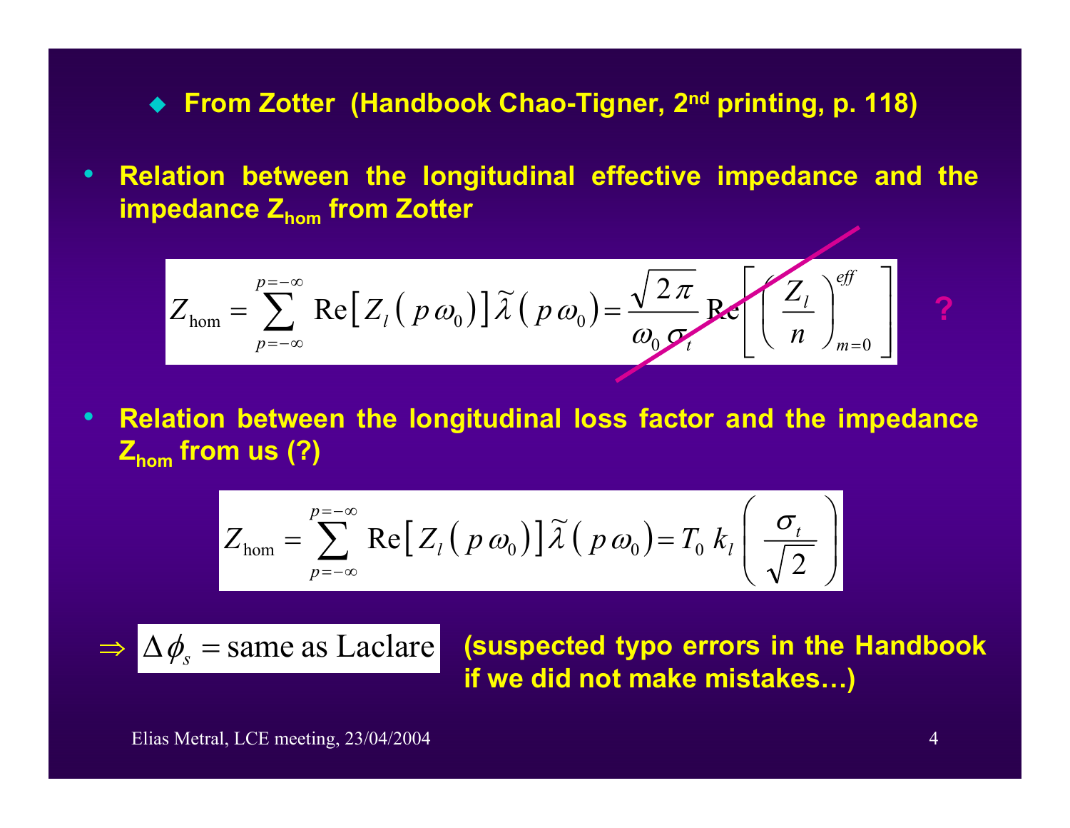- **From Zotter (Handbook Chao-Tigner, 2nd printing, p. 118)**

- **Relation between the longitudinal effective impedance and the impedance $Z_{hom}$ from Zotter**

$$Z_{\text{hom}} = \sum_{p=-\infty}^{p=-\infty} \text{Re}\left[ Z_l \left( p\,\omega_0 \right) \right] \widetilde{\lambda} \left( p\,\omega_0 \right) = \frac{\sqrt{2\pi}}{\omega_0 \, \sigma_t} \text{Re} \left[ \left( \frac{Z_l}{n} \right)_{m=0}^{eff} \right] \quad ?$$

- **Relation between the longitudinal loss factor and the impedance $Z_{hom}$ from us (?)**

$$Z_{\text{hom}} = \sum_{p=-\infty}^{p=-\infty} \text{Re}\left[ Z_l \left( p\,\omega_0 \right) \right] \widetilde{\lambda} \left( p\,\omega_0 \right) = T_0 \; k_l \left( \frac{\sigma_t}{\sqrt{2}} \right)$$

$\Rightarrow$ $\Delta \phi_s = \text{same as Laclare}$ **(suspected typo errors in the Handbook if we did not make mistakes…)**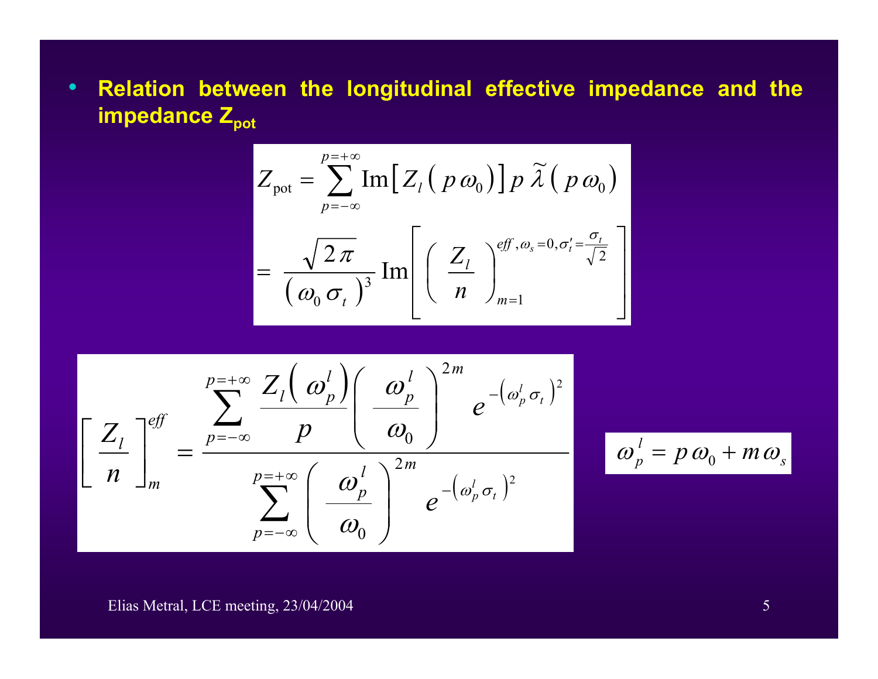- **Relation between the longitudinal effective impedance and the impedance $Z_{pot}$**

$$
Z_{\text{pot}} = \sum_{p=-\infty}^{p=+\infty} \text{Im}\left[ Z_l \left( p\,\omega_0 \right) \right] p\, \tilde{\lambda}\left( p\,\omega_0 \right)
$$

$$
= \frac{\sqrt{2\pi}}{\left( \omega_0\, \sigma_t \right)^3} \, \text{Im}\left[ \left( \frac{Z_l}{n} \right)_{m=1}^{eff,\, \omega_s = 0,\, \sigma_t' = \frac{\sigma_t}{\sqrt{2}}} \right]
$$

$$
\left[ \frac{Z_l}{n} \right]_m^{eff} = \frac{\displaystyle\sum_{p=-\infty}^{p=+\infty} \frac{Z_l\left( \omega_p^l \right)}{p} \left( \frac{\omega_p^l}{\omega_0} \right)^{2m} e^{-\left( \omega_p^l \sigma_t \right)^2}}{\displaystyle\sum_{p=-\infty}^{p=+\infty} \left( \frac{\omega_p^l}{\omega_0} \right)^{2m} e^{-\left( \omega_p^l \sigma_t \right)^2}}
$$

$$
\omega_p^l = p\,\omega_0 + m\,\omega_s
$$

Elias Metral, LCE meeting, 23/04/2004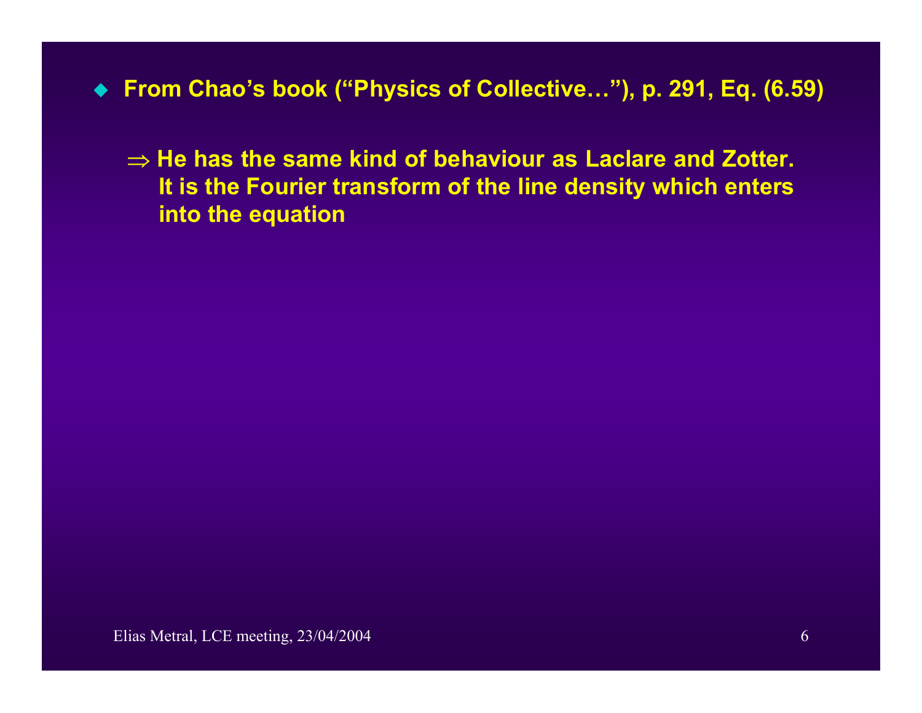- **From Chao's book ("Physics of Collective…"), p. 291, Eq. (6.59)**

  **$\Rightarrow$ He has the same kind of behaviour as Laclare and Zotter. It is the Fourier transform of the line density which enters into the equation**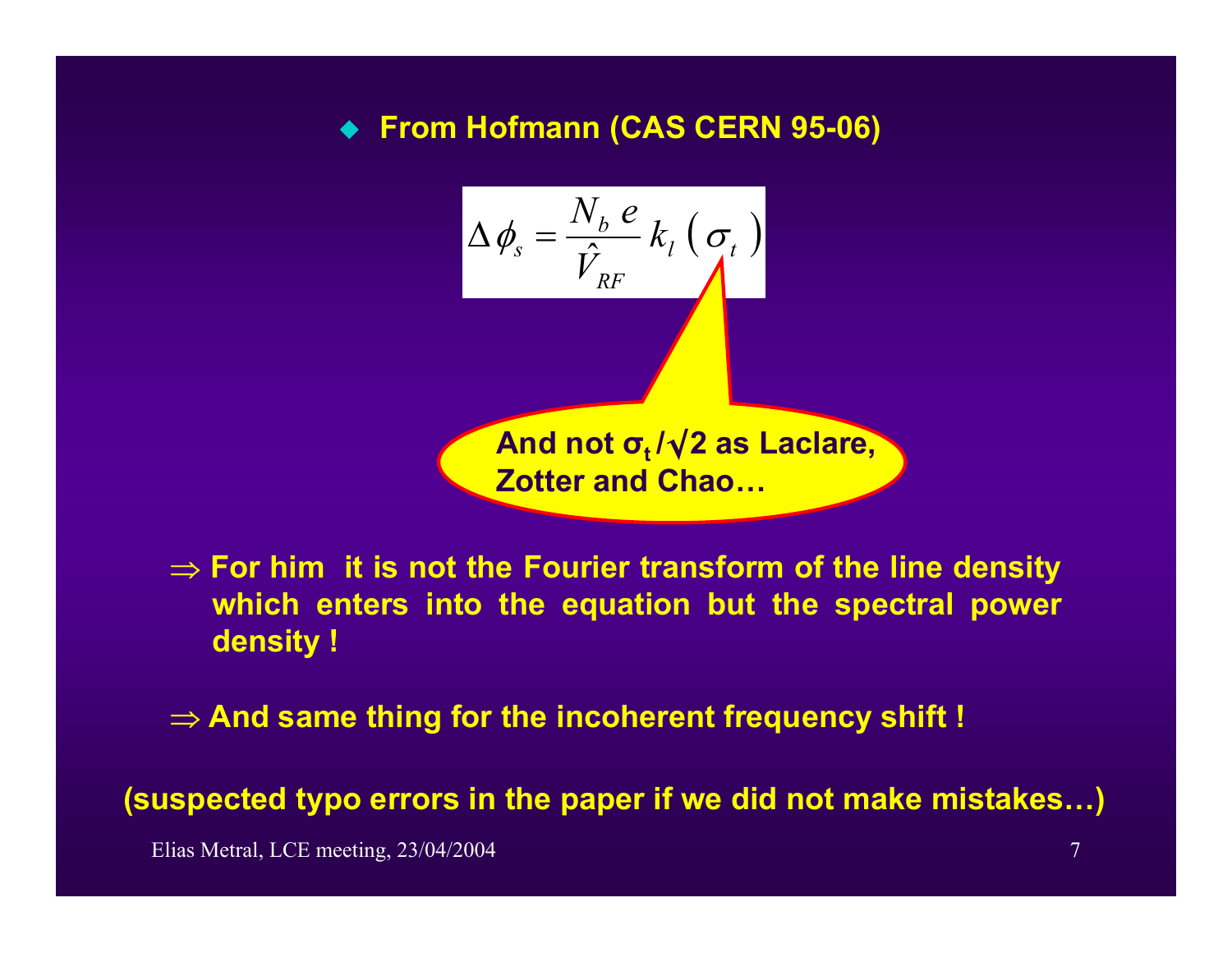- **From Hofmann (CAS CERN 95-06)**

$$\Delta \phi_s = \frac{N_b \, e}{\hat{V}_{RF}} \, k_l \left( \sigma_t \right)$$

**And not $\sigma_t / \sqrt{2}$ as Laclare, Zotter and Chao…**

$\Rightarrow$ **For him it is not the Fourier transform of the line density which enters into the equation but the spectral power density !**

$\Rightarrow$ **And same thing for the incoherent frequency shift !**

**(suspected typo errors in the paper if we did not make mistakes…)**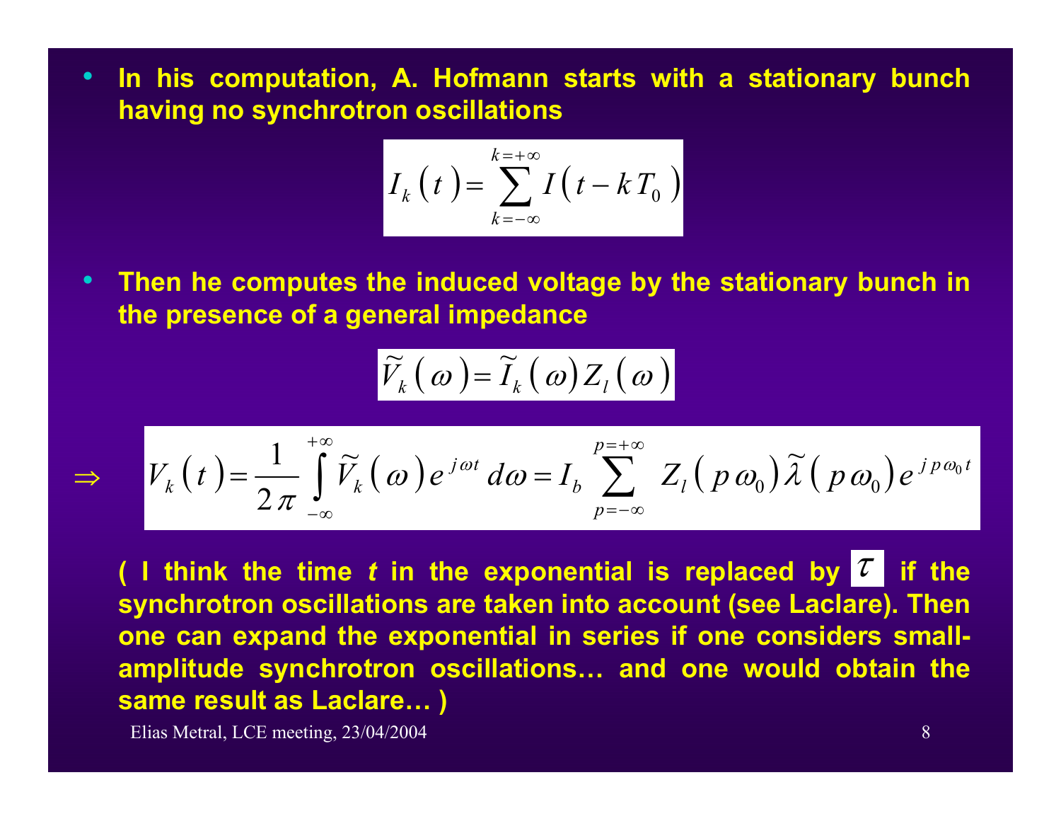- **In his computation, A. Hofmann starts with a stationary bunch having no synchrotron oscillations**

$$I_k(t) = \sum_{k=-\infty}^{k=+\infty} I(t - k T_0)$$

- **Then he computes the induced voltage by the stationary bunch in the presence of a general impedance**

$$\tilde{V}_k(\omega) = \tilde{I}_k(\omega) Z_l(\omega)$$

$$\Rightarrow \quad V_k(t) = \frac{1}{2\pi} \int_{-\infty}^{+\infty} \tilde{V}_k(\omega) e^{j\omega t} \, d\omega = I_b \sum_{p=-\infty}^{p=+\infty} Z_l(p\omega_0) \tilde{\lambda}(p\omega_0) e^{j p \omega_0 t}$$

**( I think the time *t* in the exponential is replaced by $\tau$ if the synchrotron oscillations are taken into account (see Laclare). Then one can expand the exponential in series if one considers small-amplitude synchrotron oscillations… and one would obtain the same result as Laclare… )**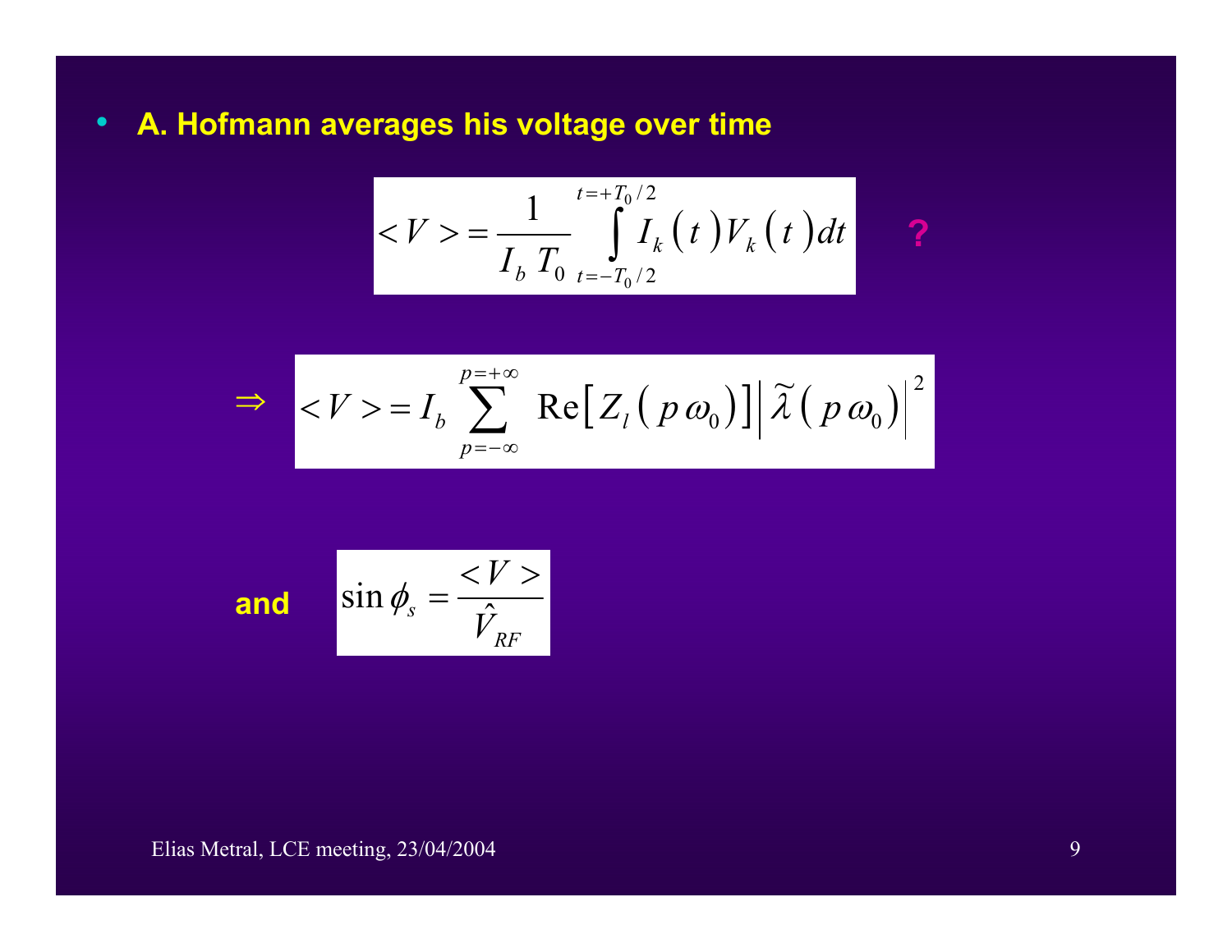- **A. Hofmann averages his voltage over time**

$$< V > = \frac{1}{I_b \, T_0} \int_{t=-T_0/2}^{t=+T_0/2} I_k\left(t\right) V_k\left(t\right) dt \qquad \textbf{?}$$

$$\Rightarrow \quad < V > = I_b \sum_{p=-\infty}^{p=+\infty} \mathrm{Re}\left[ Z_l\left( p\,\omega_0 \right) \right] \left| \widetilde{\lambda}\left( p\,\omega_0 \right) \right|^2$$

**and** $$\sin \phi_s = \frac{< V >}{\hat{V}_{RF}}$$

Elias Metral, LCE meeting, 23/04/2004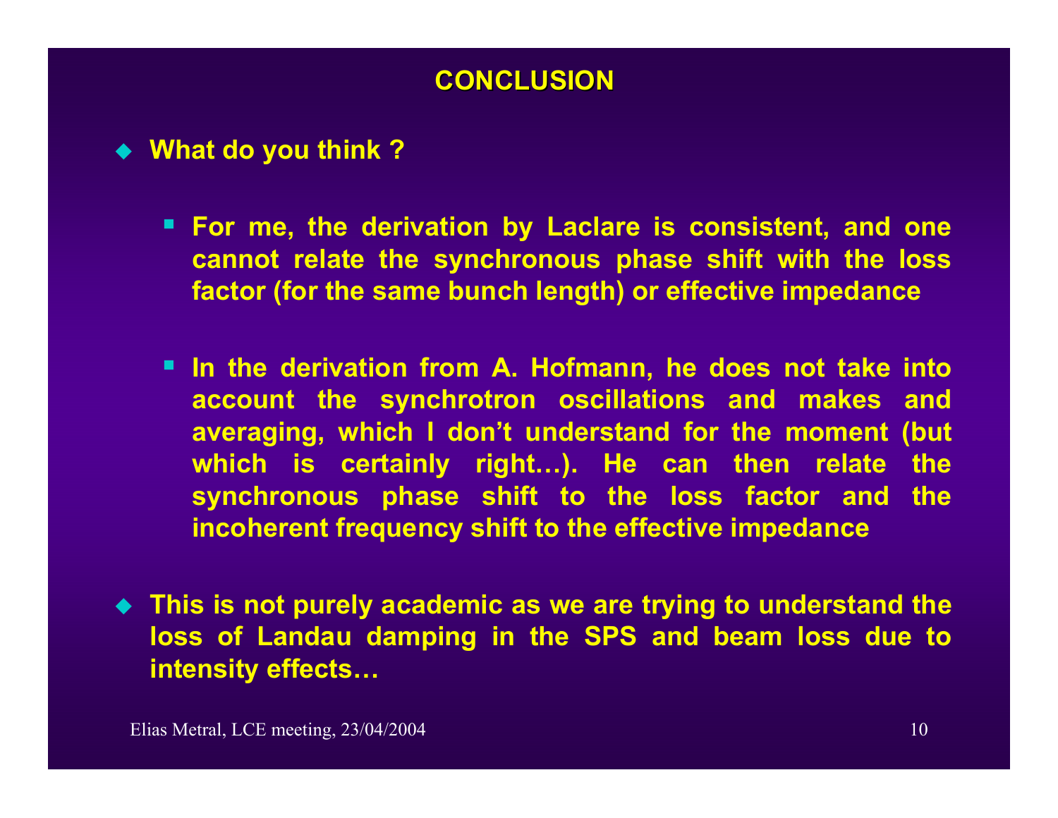# CONCLUSION

- **What do you think ?**
  - **For me, the derivation by Laclare is consistent, and one cannot relate the synchronous phase shift with the loss factor (for the same bunch length) or effective impedance**
  - **In the derivation from A. Hofmann, he does not take into account the synchrotron oscillations and makes and averaging, which I don't understand for the moment (but which is certainly right…). He can then relate the synchronous phase shift to the loss factor and the incoherent frequency shift to the effective impedance**
- **This is not purely academic as we are trying to understand the loss of Landau damping in the SPS and beam loss due to intensity effects…**